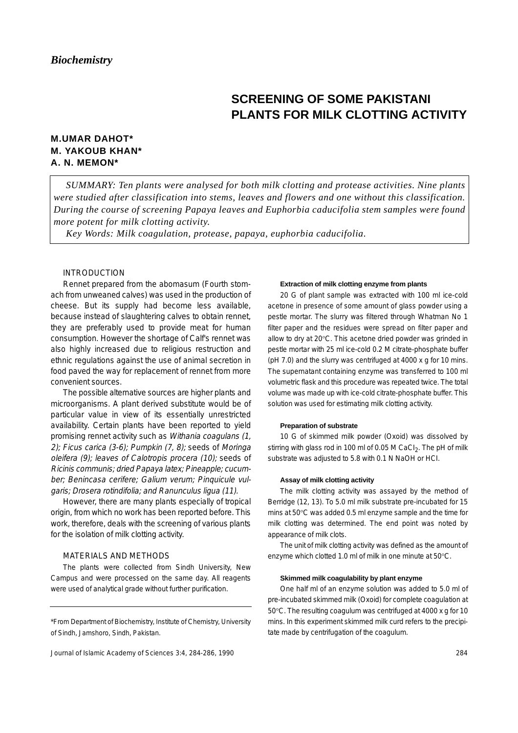*Biochemistry*

# SCREENING OF SOME PAKISTANI PLANTS FOR MILK CLOTTING ACTIVITY

**M.UMAR DAHOT\***
**M. YAKOUB KHAN\***
**A. N. MEMON\***

*SUMMARY: Ten plants were analysed for both milk clotting and protease activities. Nine plants were studied after classification into stems, leaves and flowers and one without this classification. During the course of screening Papaya leaves and Euphorbia caducifolia stem samples were found more potent for milk clotting activity.*

*Key Words: Milk coagulation, protease, papaya, euphorbia caducifolia.*

## INTRODUCTION

Rennet prepared from the abomasum (Fourth stomach from unweaned calves) was used in the production of cheese. But its supply had become less available, because instead of slaughtering calves to obtain rennet, they are preferably used to provide meat for human consumption. However the shortage of Calf's rennet was also highly increased due to religious restruction and ethnic regulations against the use of animal secretion in food paved the way for replacement of rennet from more convenient sources.

The possible alternative sources are higher plants and microorganisms. A plant derived substitute would be of particular value in view of its essentially unrestricted availability. Certain plants have been reported to yield promising rennet activity such as *Withania coagulans (1, 2); Ficus carica (3-6); Pumpkin (7, 8);* seeds of *Moringa oleifera (9); leaves of Calotropis procera (10);* seeds of *Ricinis communis; dried Papaya latex; Pineapple; cucumber; Benincasa cerifere; Galium verum; Pinquicule vulgaris; Drosera rotindifolia; and Ranunculus ligua (11).*

However, there are many plants especially of tropical origin, from which no work has been reported before. This work, therefore, deals with the screening of various plants for the isolation of milk clotting activity.

## MATERIALS AND METHODS

The plants were collected from Sindh University, New Campus and were processed on the same day. All reagents were used of analytical grade without further purification.

\*From Department of Biochemistry, Institute of Chemistry, University of Sindh, Jamshoro, Sindh, Pakistan.

### Extraction of milk clotting enzyme from plants

20 G of plant sample was extracted with 100 ml ice-cold acetone in presence of some amount of glass powder using a pestle mortar. The slurry was filtered through Whatman No 1 filter paper and the residues were spread on filter paper and allow to dry at 20°C. This acetone dried powder was grinded in pestle mortar with 25 ml ice-cold 0.2 M citrate-phosphate buffer (pH 7.0) and the slurry was centrifuged at 4000 x g for 10 mins. The supernatant containing enzyme was transferred to 100 ml volumetric flask and this procedure was repeated twice. The total volume was made up with ice-cold citrate-phosphate buffer. This solution was used for estimating milk clotting activity.

### Preparation of substrate

10 G of skimmed milk powder (Oxoid) was dissolved by stirring with glass rod in 100 ml of 0.05 M $CaCl_2$. The pH of milk substrate was adjusted to 5.8 with 0.1 N NaOH or HCl.

### Assay of milk clotting activity

The milk clotting activity was assayed by the method of Berridge (12, 13). To 5.0 ml milk substrate pre-incubated for 15 mins at 50°C was added 0.5 ml enzyme sample and the time for milk clotting was determined. The end point was noted by appearance of milk clots.

The unit of milk clotting activity was defined as the amount of enzyme which clotted 1.0 ml of milk in one minute at 50°C.

### Skimmed milk coagulability by plant enzyme

One half ml of an enzyme solution was added to 5.0 ml of pre-incubated skimmed milk (Oxoid) for complete coagulation at 50°C. The resulting coagulum was centrifuged at 4000 x g for 10 mins. In this experiment skimmed milk curd refers to the precipitate made by centrifugation of the coagulum.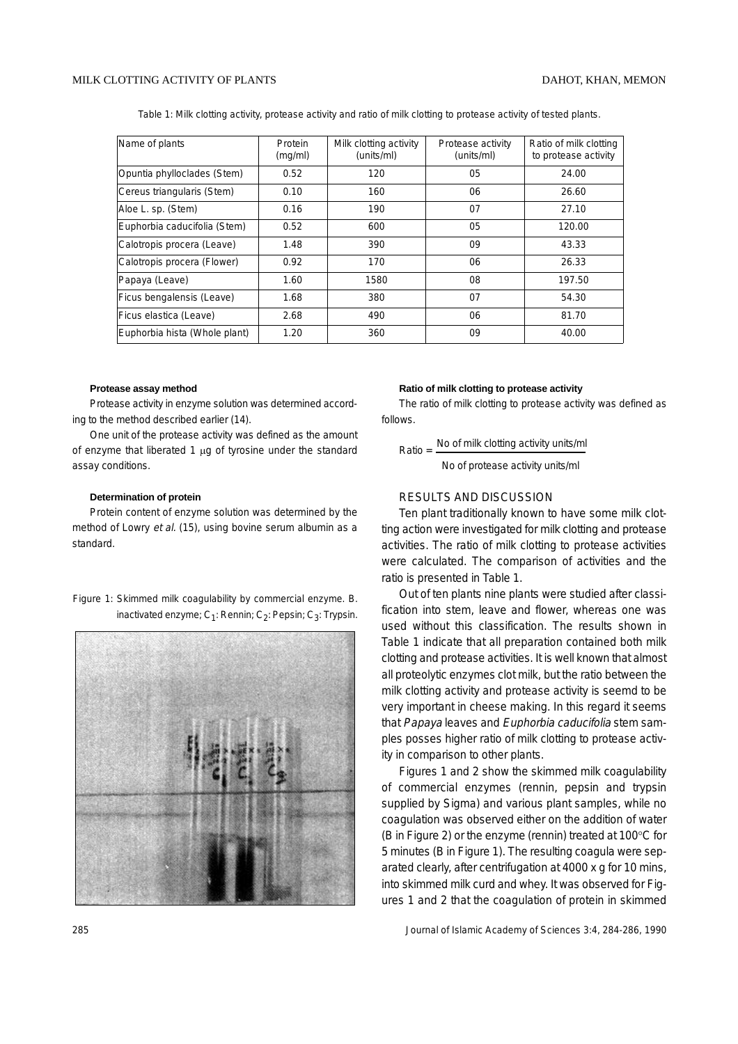Table 1: Milk clotting activity, protease activity and ratio of milk clotting to protease activity of tested plants.

| Name of plants | Protein (mg/ml) | Milk clotting activity (units/ml) | Protease activity (units/ml) | Ratio of milk clotting to protease activity |
|---|---|---|---|---|
| Opuntia phylloclades (Stem) | 0.52 | 120 | 05 | 24.00 |
| Cereus triangularis (Stem) | 0.10 | 160 | 06 | 26.60 |
| Aloe L. sp. (Stem) | 0.16 | 190 | 07 | 27.10 |
| Euphorbia caducifolia (Stem) | 0.52 | 600 | 05 | 120.00 |
| Calotropis procera (Leave) | 1.48 | 390 | 09 | 43.33 |
| Calotropis procera (Flower) | 0.92 | 170 | 06 | 26.33 |
| Papaya (Leave) | 1.60 | 1580 | 08 | 197.50 |
| Ficus bengalensis (Leave) | 1.68 | 380 | 07 | 54.30 |
| Ficus elastica (Leave) | 2.68 | 490 | 06 | 81.70 |
| Euphorbia hista (Whole plant) | 1.20 | 360 | 09 | 40.00 |

#### Protease assay method

Protease activity in enzyme solution was determined according to the method described earlier (14).

One unit of the protease activity was defined as the amount of enzyme that liberated 1 μg of tyrosine under the standard assay conditions.

#### Determination of protein

Protein content of enzyme solution was determined by the method of Lowry *et al.* (15), using bovine serum albumin as a standard.

Figure 1: Skimmed milk coagulability by commercial enzyme. B. inactivated enzyme; $C_1$: Rennin; $C_2$: Pepsin; $C_3$: Trypsin.

#### Ratio of milk clotting to protease activity

The ratio of milk clotting to protease activity was defined as follows.

$$\text{Ratio} = \frac{\text{No of milk clotting activity units/ml}}{\text{No of protease activity units/ml}}$$

## RESULTS AND DISCUSSION

Ten plant traditionally known to have some milk clotting action were investigated for milk clotting and protease activities. The ratio of milk clotting to protease activities were calculated. The comparison of activities and the ratio is presented in Table 1.

Out of ten plants nine plants were studied after classification into stem, leave and flower, whereas one was used without this classification. The results shown in Table 1 indicate that all preparation contained both milk clotting and protease activities. It is well known that almost all proteolytic enzymes clot milk, but the ratio between the milk clotting activity and protease activity is seemd to be very important in cheese making. In this regard it seems that *Papaya* leaves and *Euphorbia caducifolia* stem samples posses higher ratio of milk clotting to protease activity in comparison to other plants.

Figures 1 and 2 show the skimmed milk coagulability of commercial enzymes (rennin, pepsin and trypsin supplied by Sigma) and various plant samples, while no coagulation was observed either on the addition of water (B in Figure 2) or the enzyme (rennin) treated at 100°C for 5 minutes (B in Figure 1). The resulting coagula were separated clearly, after centrifugation at 4000 x g for 10 mins, into skimmed milk curd and whey. It was observed for Figures 1 and 2 that the coagulation of protein in skimmed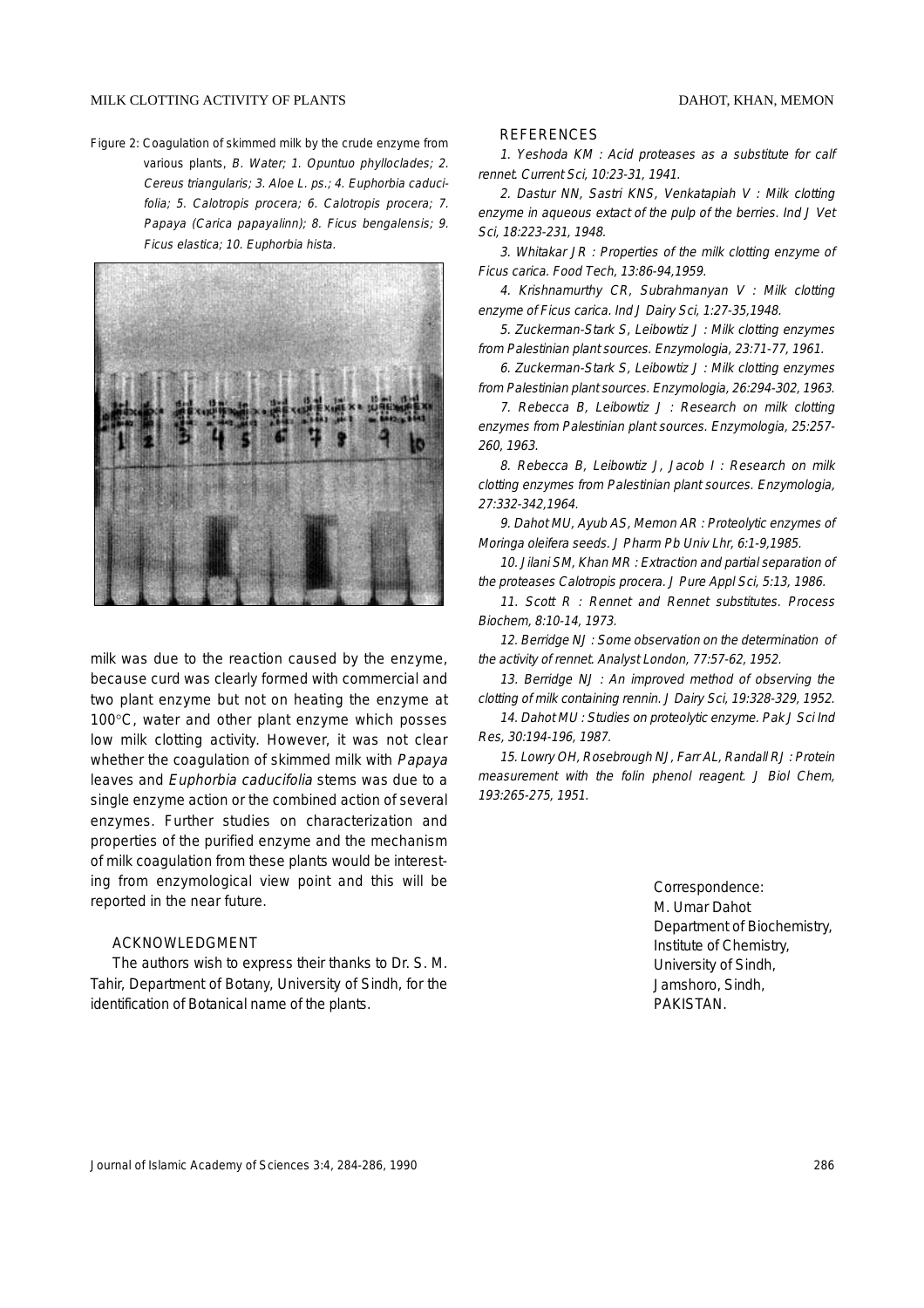Figure 2: Coagulation of skimmed milk by the crude enzyme from various plants, *B. Water; 1. Opuntuo phylloclades; 2. Cereus triangularis; 3. Aloe L. ps.; 4. Euphorbia caducifolia; 5. Calotropis procera; 6. Calotropis procera; 7. Papaya (Carica papayalinn); 8. Ficus bengalensis; 9. Ficus elastica; 10. Euphorbia hista.*

milk was due to the reaction caused by the enzyme, because curd was clearly formed with commercial and two plant enzyme but not on heating the enzyme at 100°C, water and other plant enzyme which posses low milk clotting activity. However, it was not clear whether the coagulation of skimmed milk with *Papaya* leaves and *Euphorbia caducifolia* stems was due to a single enzyme action or the combined action of several enzymes. Further studies on characterization and properties of the purified enzyme and the mechanism of milk coagulation from these plants would be interesting from enzymological view point and this will be reported in the near future.

## ACKNOWLEDGMENT

The authors wish to express their thanks to Dr. S. M. Tahir, Department of Botany, University of Sindh, for the identification of Botanical name of the plants.

## REFERENCES

1. Yeshoda KM : Acid proteases as a substitute for calf rennet. Current Sci, 10:23-31, 1941.

2. Dastur NN, Sastri KNS, Venkatapiah V : Milk clotting enzyme in aqueous extact of the pulp of the berries. Ind J Vet Sci, 18:223-231, 1948.

3. Whitakar JR : Properties of the milk clotting enzyme of Ficus carica. Food Tech, 13:86-94,1959.

4. Krishnamurthy CR, Subrahmanyan V : Milk clotting enzyme of Ficus carica. Ind J Dairy Sci, 1:27-35,1948.

5. Zuckerman-Stark S, Leibowtiz J : Milk clotting enzymes from Palestinian plant sources. Enzymologia, 23:71-77, 1961.

6. Zuckerman-Stark S, Leibowtiz J : Milk clotting enzymes from Palestinian plant sources. Enzymologia, 26:294-302, 1963.

7. Rebecca B, Leibowtiz J : Research on milk clotting enzymes from Palestinian plant sources. Enzymologia, 25:257-260, 1963.

8. Rebecca B, Leibowtiz J, Jacob I : Research on milk clotting enzymes from Palestinian plant sources. Enzymologia, 27:332-342,1964.

9. Dahot MU, Ayub AS, Memon AR : Proteolytic enzymes of Moringa oleifera seeds. J Pharm Pb Univ Lhr, 6:1-9,1985.

10. Jilani SM, Khan MR : Extraction and partial separation of the proteases Calotropis procera. J Pure Appl Sci, 5:13, 1986.

11. Scott R : Rennet and Rennet substitutes. Process Biochem, 8:10-14, 1973.

12. Berridge NJ : Some observation on the determination of the activity of rennet. Analyst London, 77:57-62, 1952.

13. Berridge NJ : An improved method of observing the clotting of milk containing rennin. J Dairy Sci, 19:328-329, 1952.

14. Dahot MU : Studies on proteolytic enzyme. Pak J Sci Ind Res, 30:194-196, 1987.

15. Lowry OH, Rosebrough NJ, Farr AL, Randall RJ : Protein measurement with the folin phenol reagent. J Biol Chem, 193:265-275, 1951.

Correspondence:
M. Umar Dahot
Department of Biochemistry,
Institute of Chemistry,
University of Sindh,
Jamshoro, Sindh,
PAKISTAN.